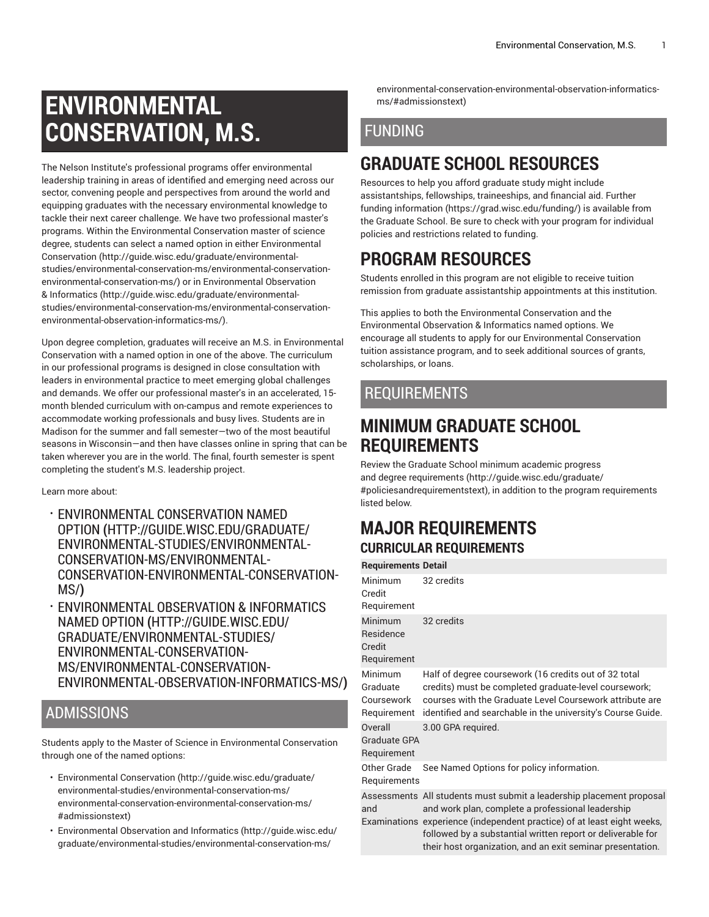# ENVIRONMENTAL CONSERVATION, M.S.

The Nelson Institute's professional programs offer environmental leadership training in areas of identified and emerging need across our sector, convening people and perspectives from around the world and equipping graduates with the necessary environmental knowledge to tackle their next career challenge. We have two professional master's programs. Within the Environmental Conservation master of science degree, students can select a named option in either Environmental Conservation (http://guide.wisc.edu/graduate/environmental-studies/environmental-conservation-ms/environmental-conservation-environmental-conservation-ms/) or in Environmental Observation & Informatics (http://guide.wisc.edu/graduate/environmental-studies/environmental-conservation-ms/environmental-conservation-environmental-observation-informatics-ms/).

Upon degree completion, graduates will receive an M.S. in Environmental Conservation with a named option in one of the above. The curriculum in our professional programs is designed in close consultation with leaders in environmental practice to meet emerging global challenges and demands. We offer our professional master's in an accelerated, 15-month blended curriculum with on-campus and remote experiences to accommodate working professionals and busy lives. Students are in Madison for the summer and fall semester—two of the most beautiful seasons in Wisconsin—and then have classes online in spring that can be taken wherever you are in the world. The final, fourth semester is spent completing the student's M.S. leadership project.

Learn more about:

- ENVIRONMENTAL CONSERVATION NAMED OPTION (HTTP://GUIDE.WISC.EDU/GRADUATE/ENVIRONMENTAL-STUDIES/ENVIRONMENTAL-CONSERVATION-MS/ENVIRONMENTAL-CONSERVATION-ENVIRONMENTAL-CONSERVATION-MS/)
- ENVIRONMENTAL OBSERVATION & INFORMATICS NAMED OPTION (HTTP://GUIDE.WISC.EDU/GRADUATE/ENVIRONMENTAL-STUDIES/ENVIRONMENTAL-CONSERVATION-MS/ENVIRONMENTAL-CONSERVATION-ENVIRONMENTAL-OBSERVATION-INFORMATICS-MS/)

## ADMISSIONS

Students apply to the Master of Science in Environmental Conservation through one of the named options:

- Environmental Conservation (http://guide.wisc.edu/graduate/environmental-studies/environmental-conservation-ms/environmental-conservation-environmental-conservation-ms/#admissionstext)
- Environmental Observation and Informatics (http://guide.wisc.edu/graduate/environmental-studies/environmental-conservation-ms/environmental-conservation-environmental-observation-informatics-ms/#admissionstext)

## FUNDING

## GRADUATE SCHOOL RESOURCES

Resources to help you afford graduate study might include assistantships, fellowships, traineeships, and financial aid. Further funding information (https://grad.wisc.edu/funding/) is available from the Graduate School. Be sure to check with your program for individual policies and restrictions related to funding.

## PROGRAM RESOURCES

Students enrolled in this program are not eligible to receive tuition remission from graduate assistantship appointments at this institution.

This applies to both the Environmental Conservation and the Environmental Observation & Informatics named options. We encourage all students to apply for our Environmental Conservation tuition assistance program, and to seek additional sources of grants, scholarships, or loans.

## REQUIREMENTS

## MINIMUM GRADUATE SCHOOL REQUIREMENTS

Review the Graduate School minimum academic progress and degree requirements (http://guide.wisc.edu/graduate/#policiesandrequirementstext), in addition to the program requirements listed below.

## MAJOR REQUIREMENTS

### CURRICULAR REQUIREMENTS

| Requirements | Detail |
|---|---|
| Minimum Credit Requirement | 32 credits |
| Minimum Residence Credit Requirement | 32 credits |
| Minimum Graduate Coursework Requirement | Half of degree coursework (16 credits out of 32 total credits) must be completed graduate-level coursework; courses with the Graduate Level Coursework attribute are identified and searchable in the university's Course Guide. |
| Overall Graduate GPA Requirement | 3.00 GPA required. |
| Other Grade Requirements | See Named Options for policy information. |
| Assessments and Examinations | All students must submit a leadership placement proposal and work plan, complete a professional leadership experience (independent practice) of at least eight weeks, followed by a substantial written report or deliverable for their host organization, and an exit seminar presentation. |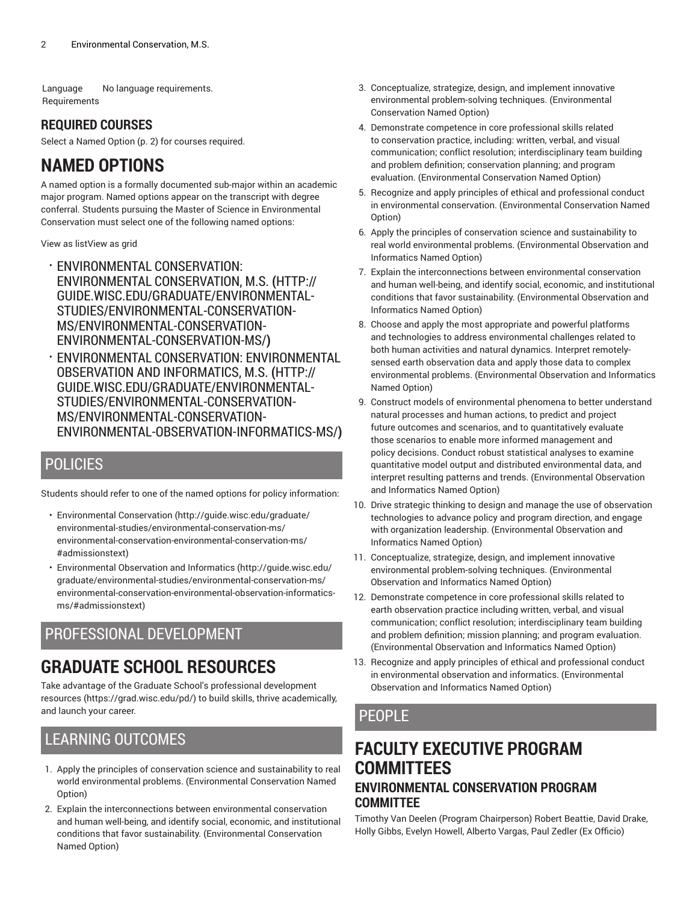| Language Requirements | No language requirements. |
|---|---|

### REQUIRED COURSES

Select a Named Option (p. 2) for courses required.

## NAMED OPTIONS

A named option is a formally documented sub-major within an academic major program. Named options appear on the transcript with degree conferral. Students pursuing the Master of Science in Environmental Conservation must select one of the following named options:

View as listView as grid

- ENVIRONMENTAL CONSERVATION: ENVIRONMENTAL CONSERVATION, M.S. (HTTP://GUIDE.WISC.EDU/GRADUATE/ENVIRONMENTAL-STUDIES/ENVIRONMENTAL-CONSERVATION-MS/ENVIRONMENTAL-CONSERVATION-ENVIRONMENTAL-CONSERVATION-MS/)
- ENVIRONMENTAL CONSERVATION: ENVIRONMENTAL OBSERVATION AND INFORMATICS, M.S. (HTTP://GUIDE.WISC.EDU/GRADUATE/ENVIRONMENTAL-STUDIES/ENVIRONMENTAL-CONSERVATION-MS/ENVIRONMENTAL-CONSERVATION-ENVIRONMENTAL-OBSERVATION-INFORMATICS-MS/)

## POLICIES

Students should refer to one of the named options for policy information:

- Environmental Conservation (http://guide.wisc.edu/graduate/environmental-studies/environmental-conservation-ms/environmental-conservation-environmental-conservation-ms/#admissionstext)
- Environmental Observation and Informatics (http://guide.wisc.edu/graduate/environmental-studies/environmental-conservation-ms/environmental-conservation-environmental-observation-informatics-ms/#admissionstext)

## PROFESSIONAL DEVELOPMENT

## GRADUATE SCHOOL RESOURCES

Take advantage of the Graduate School's professional development resources (https://grad.wisc.edu/pd/) to build skills, thrive academically, and launch your career.

## LEARNING OUTCOMES

1. Apply the principles of conservation science and sustainability to real world environmental problems. (Environmental Conservation Named Option)
2. Explain the interconnections between environmental conservation and human well-being, and identify social, economic, and institutional conditions that favor sustainability. (Environmental Conservation Named Option)
3. Conceptualize, strategize, design, and implement innovative environmental problem-solving techniques. (Environmental Conservation Named Option)
4. Demonstrate competence in core professional skills related to conservation practice, including: written, verbal, and visual communication; conflict resolution; interdisciplinary team building and problem definition; conservation planning; and program evaluation. (Environmental Conservation Named Option)
5. Recognize and apply principles of ethical and professional conduct in environmental conservation. (Environmental Conservation Named Option)
6. Apply the principles of conservation science and sustainability to real world environmental problems. (Environmental Observation and Informatics Named Option)
7. Explain the interconnections between environmental conservation and human well-being, and identify social, economic, and institutional conditions that favor sustainability. (Environmental Observation and Informatics Named Option)
8. Choose and apply the most appropriate and powerful platforms and technologies to address environmental challenges related to both human activities and natural dynamics. Interpret remotely-sensed earth observation data and apply those data to complex environmental problems. (Environmental Observation and Informatics Named Option)
9. Construct models of environmental phenomena to better understand natural processes and human actions, to predict and project future outcomes and scenarios, and to quantitatively evaluate those scenarios to enable more informed management and policy decisions. Conduct robust statistical analyses to examine quantitative model output and distributed environmental data, and interpret resulting patterns and trends. (Environmental Observation and Informatics Named Option)
10. Drive strategic thinking to design and manage the use of observation technologies to advance policy and program direction, and engage with organization leadership. (Environmental Observation and Informatics Named Option)
11. Conceptualize, strategize, design, and implement innovative environmental problem-solving techniques. (Environmental Observation and Informatics Named Option)
12. Demonstrate competence in core professional skills related to earth observation practice including written, verbal, and visual communication; conflict resolution; interdisciplinary team building and problem definition; mission planning; and program evaluation. (Environmental Observation and Informatics Named Option)
13. Recognize and apply principles of ethical and professional conduct in environmental observation and informatics. (Environmental Observation and Informatics Named Option)

## PEOPLE

## FACULTY EXECUTIVE PROGRAM COMMITTEES

### ENVIRONMENTAL CONSERVATION PROGRAM COMMITTEE

Timothy Van Deelen (Program Chairperson) Robert Beattie, David Drake, Holly Gibbs, Evelyn Howell, Alberto Vargas, Paul Zedler (Ex Officio)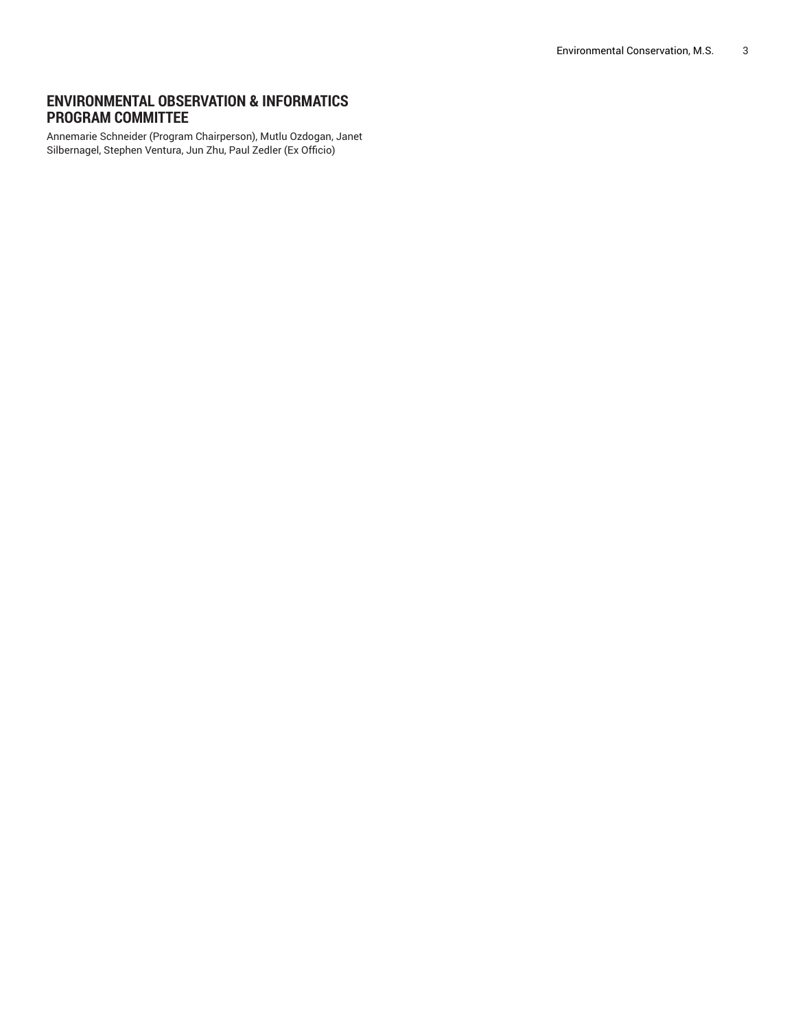## ENVIRONMENTAL OBSERVATION & INFORMATICS PROGRAM COMMITTEE

Annemarie Schneider (Program Chairperson), Mutlu Ozdogan, Janet Silbernagel, Stephen Ventura, Jun Zhu, Paul Zedler (Ex Officio)